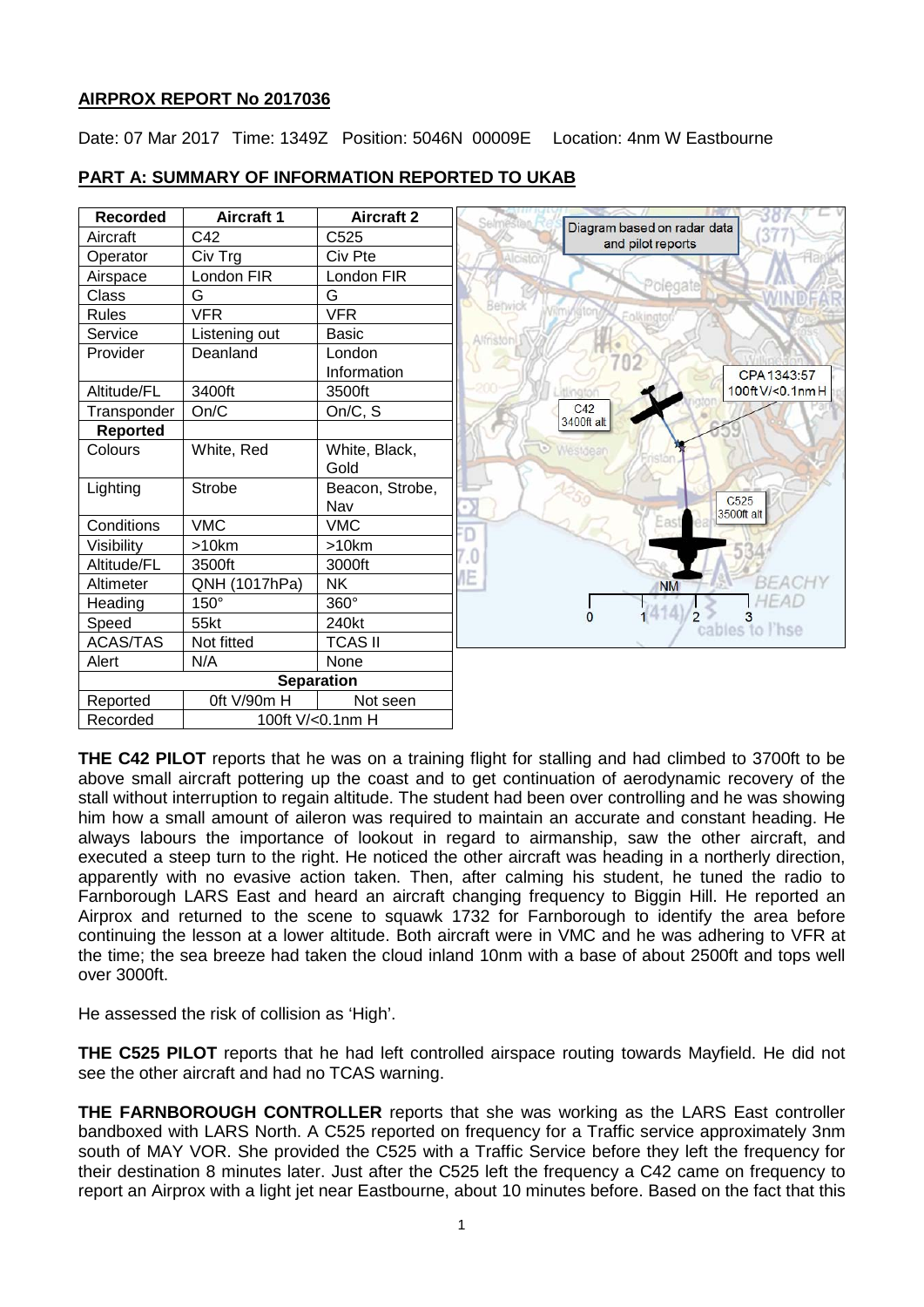## AIRPROX REPORT No 2017036

Date: 07 Mar 2017 Time: 1349Z Position: 5046N 00009E Location: 4nm W Eastbourne

## PART A: SUMMARY OF INFORMATION REPORTED TO UKAB

| Recorded | Aircraft 1 | Aircraft 2 |
|---|---|---|
| Aircraft | C42 | C525 |
| Operator | Civ Trg | Civ Pte |
| Airspace | London FIR | London FIR |
| Class | G | G |
| Rules | VFR | VFR |
| Service | Listening out | Basic |
| Provider | Deanland | London Information |
| Altitude/FL | 3400ft | 3500ft |
| Transponder | On/C | On/C, S |
| **Reported** | | |
| Colours | White, Red | White, Black, Gold |
| Lighting | Strobe | Beacon, Strobe, Nav |
| Conditions | VMC | VMC |
| Visibility | >10km | >10km |
| Altitude/FL | 3500ft | 3000ft |
| Altimeter | QNH (1017hPa) | NK |
| Heading | 150° | 360° |
| Speed | 55kt | 240kt |
| ACAS/TAS | Not fitted | TCAS II |
| Alert | N/A | None |
| **Separation** | | |
| Reported | 0ft V/90m H | Not seen |
| Recorded | 100ft V/<0.1nm H | |

Diagram based on radar data and pilot reports

CPA 1343:57 100ft V/<0.1nm H

C42 3400ft alt

C525 3500ft alt

**THE C42 PILOT** reports that he was on a training flight for stalling and had climbed to 3700ft to be above small aircraft pottering up the coast and to get continuation of aerodynamic recovery of the stall without interruption to regain altitude. The student had been over controlling and he was showing him how a small amount of aileron was required to maintain an accurate and constant heading. He always labours the importance of lookout in regard to airmanship, saw the other aircraft, and executed a steep turn to the right. He noticed the other aircraft was heading in a northerly direction, apparently with no evasive action taken. Then, after calming his student, he tuned the radio to Farnborough LARS East and heard an aircraft changing frequency to Biggin Hill. He reported an Airprox and returned to the scene to squawk 1732 for Farnborough to identify the area before continuing the lesson at a lower altitude. Both aircraft were in VMC and he was adhering to VFR at the time; the sea breeze had taken the cloud inland 10nm with a base of about 2500ft and tops well over 3000ft.

He assessed the risk of collision as 'High'.

**THE C525 PILOT** reports that he had left controlled airspace routing towards Mayfield. He did not see the other aircraft and had no TCAS warning.

**THE FARNBOROUGH CONTROLLER** reports that she was working as the LARS East controller bandboxed with LARS North. A C525 reported on frequency for a Traffic service approximately 3nm south of MAY VOR. She provided the C525 with a Traffic Service before they left the frequency for their destination 8 minutes later. Just after the C525 left the frequency a C42 came on frequency to report an Airprox with a light jet near Eastbourne, about 10 minutes before. Based on the fact that this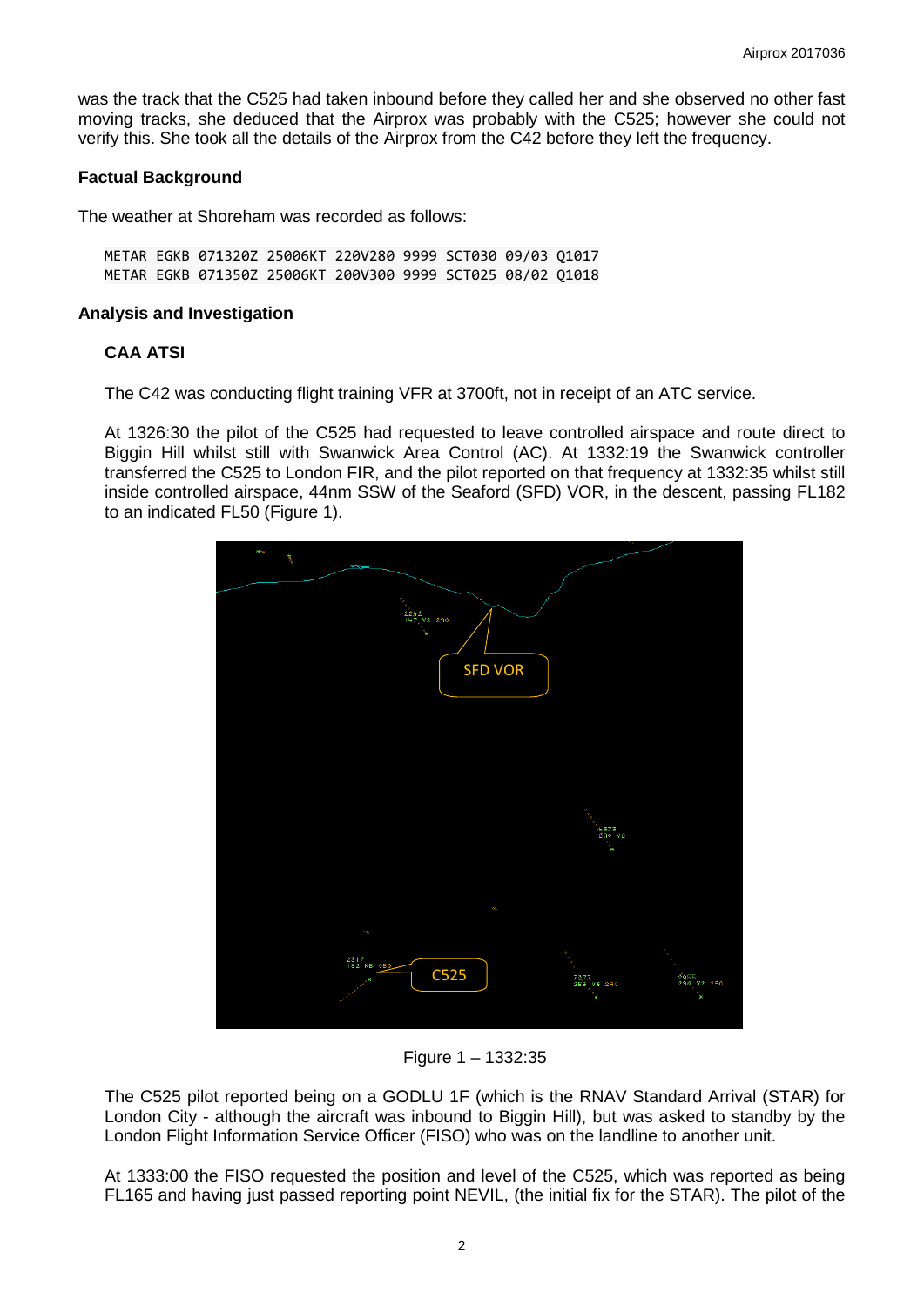was the track that the C525 had taken inbound before they called her and she observed no other fast moving tracks, she deduced that the Airprox was probably with the C525; however she could not verify this. She took all the details of the Airprox from the C42 before they left the frequency.

### Factual Background

The weather at Shoreham was recorded as follows:

```
METAR EGKB 071320Z 25006KT 220V280 9999 SCT030 09/03 Q1017
METAR EGKB 071350Z 25006KT 200V300 9999 SCT025 08/02 Q1018
```

### Analysis and Investigation

#### CAA ATSI

The C42 was conducting flight training VFR at 3700ft, not in receipt of an ATC service.

At 1326:30 the pilot of the C525 had requested to leave controlled airspace and route direct to Biggin Hill whilst still with Swanwick Area Control (AC). At 1332:19 the Swanwick controller transferred the C525 to London FIR, and the pilot reported on that frequency at 1332:35 whilst still inside controlled airspace, 44nm SSW of the Seaford (SFD) VOR, in the descent, passing FL182 to an indicated FL50 (Figure 1).

Figure 1 – 1332:35

The C525 pilot reported being on a GODLU 1F (which is the RNAV Standard Arrival (STAR) for London City - although the aircraft was inbound to Biggin Hill), but was asked to standby by the London Flight Information Service Officer (FISO) who was on the landline to another unit.

At 1333:00 the FISO requested the position and level of the C525, which was reported as being FL165 and having just passed reporting point NEVIL, (the initial fix for the STAR). The pilot of the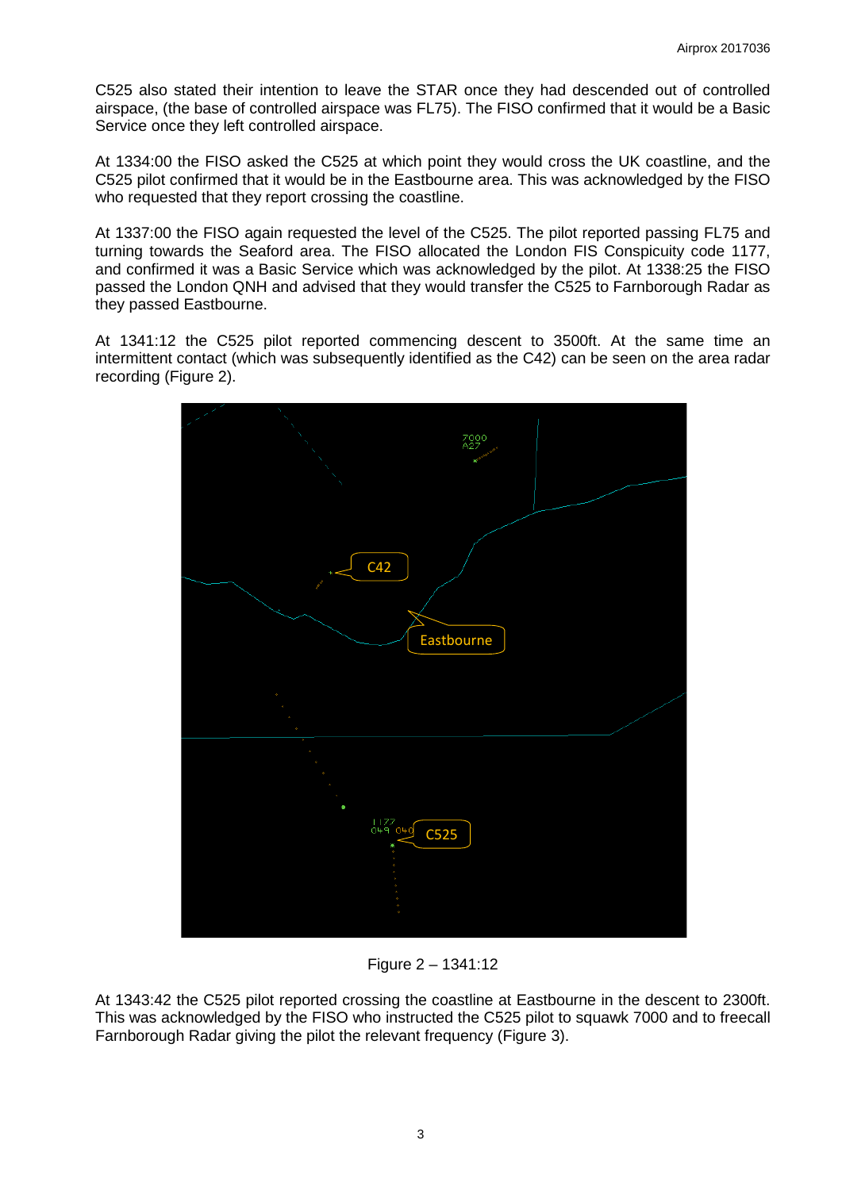C525 also stated their intention to leave the STAR once they had descended out of controlled airspace, (the base of controlled airspace was FL75). The FISO confirmed that it would be a Basic Service once they left controlled airspace.

At 1334:00 the FISO asked the C525 at which point they would cross the UK coastline, and the C525 pilot confirmed that it would be in the Eastbourne area. This was acknowledged by the FISO who requested that they report crossing the coastline.

At 1337:00 the FISO again requested the level of the C525. The pilot reported passing FL75 and turning towards the Seaford area. The FISO allocated the London FIS Conspicuity code 1177, and confirmed it was a Basic Service which was acknowledged by the pilot. At 1338:25 the FISO passed the London QNH and advised that they would transfer the C525 to Farnborough Radar as they passed Eastbourne.

At 1341:12 the C525 pilot reported commencing descent to 3500ft. At the same time an intermittent contact (which was subsequently identified as the C42) can be seen on the area radar recording (Figure 2).

Figure 2 – 1341:12

At 1343:42 the C525 pilot reported crossing the coastline at Eastbourne in the descent to 2300ft. This was acknowledged by the FISO who instructed the C525 pilot to squawk 7000 and to freecall Farnborough Radar giving the pilot the relevant frequency (Figure 3).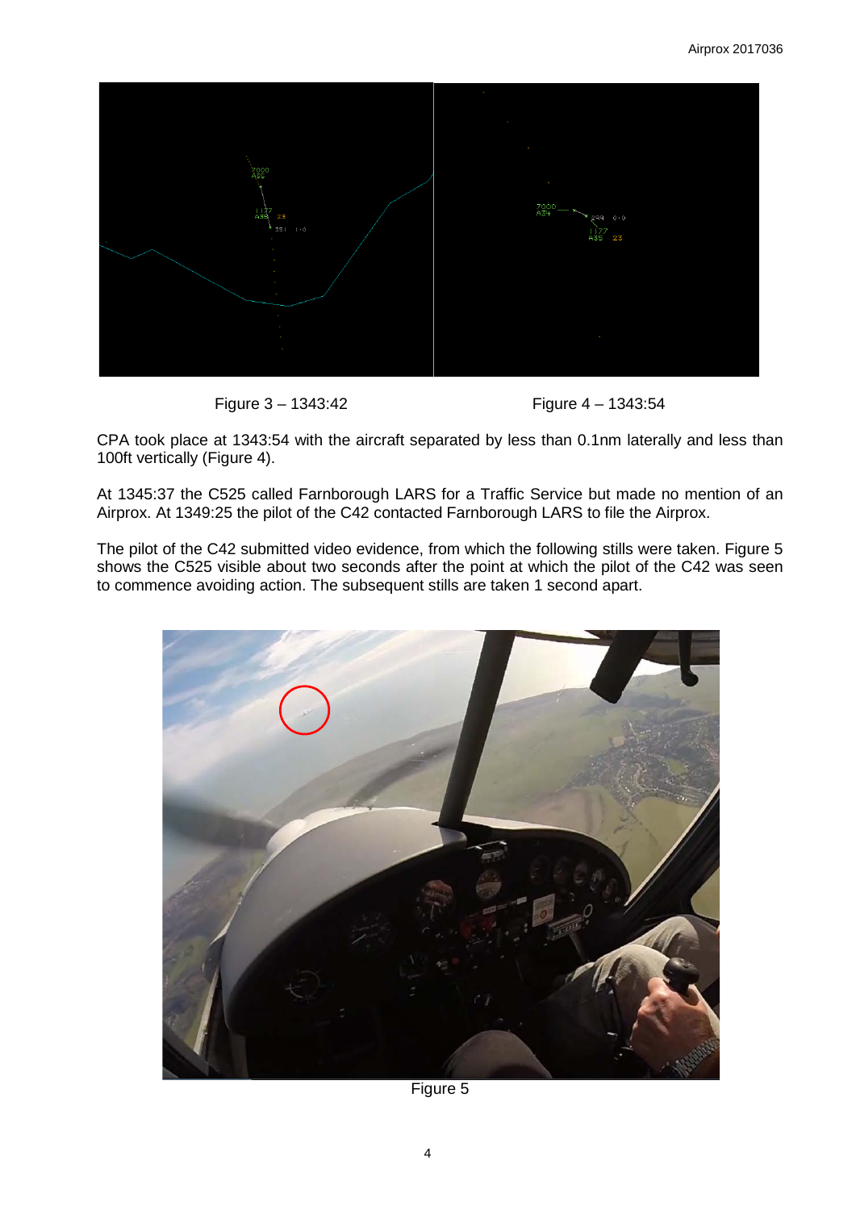Figure 3 – 1343:42

Figure 4 – 1343:54

CPA took place at 1343:54 with the aircraft separated by less than 0.1nm laterally and less than 100ft vertically (Figure 4).

At 1345:37 the C525 called Farnborough LARS for a Traffic Service but made no mention of an Airprox. At 1349:25 the pilot of the C42 contacted Farnborough LARS to file the Airprox.

The pilot of the C42 submitted video evidence, from which the following stills were taken. Figure 5 shows the C525 visible about two seconds after the point at which the pilot of the C42 was seen to commence avoiding action. The subsequent stills are taken 1 second apart.

Figure 5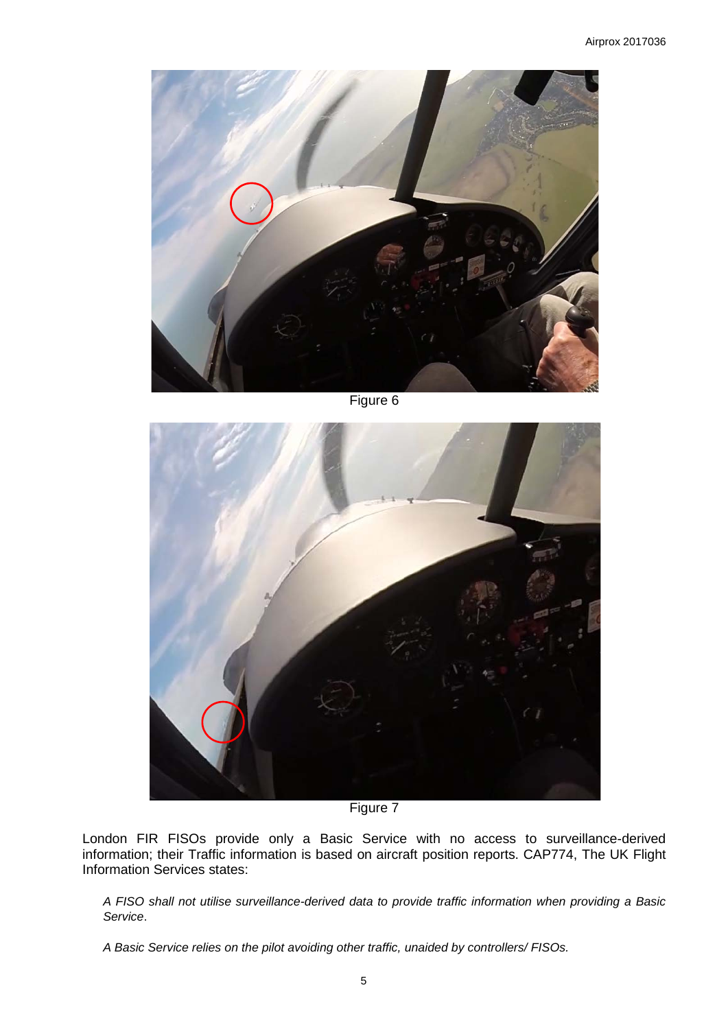Figure 6

Figure 7

London FIR FISOs provide only a Basic Service with no access to surveillance-derived information; their Traffic information is based on aircraft position reports. CAP774, The UK Flight Information Services states:

*A FISO shall not utilise surveillance-derived data to provide traffic information when providing a Basic Service*.

*A Basic Service relies on the pilot avoiding other traffic, unaided by controllers/ FISOs.*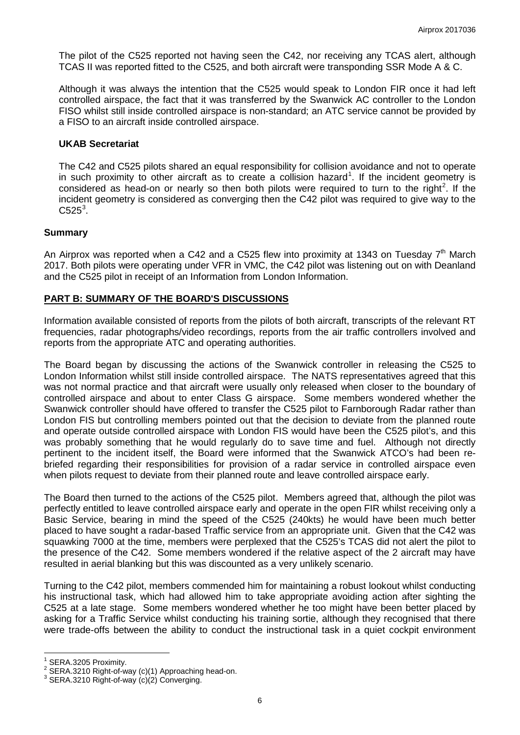The pilot of the C525 reported not having seen the C42, nor receiving any TCAS alert, although TCAS II was reported fitted to the C525, and both aircraft were transponding SSR Mode A & C.

Although it was always the intention that the C525 would speak to London FIR once it had left controlled airspace, the fact that it was transferred by the Swanwick AC controller to the London FISO whilst still inside controlled airspace is non-standard; an ATC service cannot be provided by a FISO to an aircraft inside controlled airspace.

### UKAB Secretariat

The C42 and C525 pilots shared an equal responsibility for collision avoidance and not to operate in such proximity to other aircraft as to create a collision hazard[1]. If the incident geometry is considered as head-on or nearly so then both pilots were required to turn to the right[2]. If the incident geometry is considered as converging then the C42 pilot was required to give way to the C525[3].

## Summary

An Airprox was reported when a C42 and a C525 flew into proximity at 1343 on Tuesday 7th March 2017. Both pilots were operating under VFR in VMC, the C42 pilot was listening out on with Deanland and the C525 pilot in receipt of an Information from London Information.

## PART B: SUMMARY OF THE BOARD'S DISCUSSIONS

Information available consisted of reports from the pilots of both aircraft, transcripts of the relevant RT frequencies, radar photographs/video recordings, reports from the air traffic controllers involved and reports from the appropriate ATC and operating authorities.

The Board began by discussing the actions of the Swanwick controller in releasing the C525 to London Information whilst still inside controlled airspace. The NATS representatives agreed that this was not normal practice and that aircraft were usually only released when closer to the boundary of controlled airspace and about to enter Class G airspace. Some members wondered whether the Swanwick controller should have offered to transfer the C525 pilot to Farnborough Radar rather than London FIS but controlling members pointed out that the decision to deviate from the planned route and operate outside controlled airspace with London FIS would have been the C525 pilot's, and this was probably something that he would regularly do to save time and fuel. Although not directly pertinent to the incident itself, the Board were informed that the Swanwick ATCO's had been re-briefed regarding their responsibilities for provision of a radar service in controlled airspace even when pilots request to deviate from their planned route and leave controlled airspace early.

The Board then turned to the actions of the C525 pilot. Members agreed that, although the pilot was perfectly entitled to leave controlled airspace early and operate in the open FIR whilst receiving only a Basic Service, bearing in mind the speed of the C525 (240kts) he would have been much better placed to have sought a radar-based Traffic service from an appropriate unit. Given that the C42 was squawking 7000 at the time, members were perplexed that the C525's TCAS did not alert the pilot to the presence of the C42. Some members wondered if the relative aspect of the 2 aircraft may have resulted in aerial blanking but this was discounted as a very unlikely scenario.

Turning to the C42 pilot, members commended him for maintaining a robust lookout whilst conducting his instructional task, which had allowed him to take appropriate avoiding action after sighting the C525 at a late stage. Some members wondered whether he too might have been better placed by asking for a Traffic Service whilst conducting his training sortie, although they recognised that there were trade-offs between the ability to conduct the instructional task in a quiet cockpit environment

---

[1] SERA.3205 Proximity.

[2] SERA.3210 Right-of-way (c)(1) Approaching head-on.

[3] SERA.3210 Right-of-way (c)(2) Converging.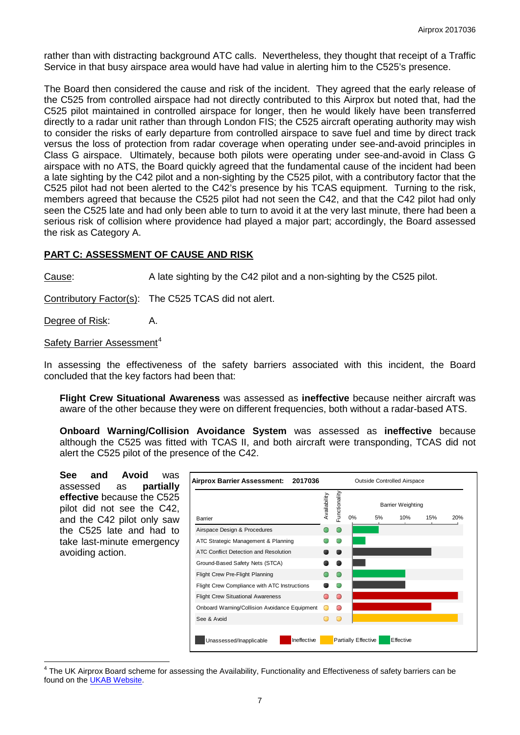rather than with distracting background ATC calls. Nevertheless, they thought that receipt of a Traffic Service in that busy airspace area would have had value in alerting him to the C525's presence.

The Board then considered the cause and risk of the incident. They agreed that the early release of the C525 from controlled airspace had not directly contributed to this Airprox but noted that, had the C525 pilot maintained in controlled airspace for longer, then he would likely have been transferred directly to a radar unit rather than through London FIS; the C525 aircraft operating authority may wish to consider the risks of early departure from controlled airspace to save fuel and time by direct track versus the loss of protection from radar coverage when operating under see-and-avoid principles in Class G airspace. Ultimately, because both pilots were operating under see-and-avoid in Class G airspace with no ATS, the Board quickly agreed that the fundamental cause of the incident had been a late sighting by the C42 pilot and a non-sighting by the C525 pilot, with a contributory factor that the C525 pilot had not been alerted to the C42's presence by his TCAS equipment. Turning to the risk, members agreed that because the C525 pilot had not seen the C42, and that the C42 pilot had only seen the C525 late and had only been able to turn to avoid it at the very last minute, there had been a serious risk of collision where providence had played a major part; accordingly, the Board assessed the risk as Category A.

## PART C: ASSESSMENT OF CAUSE AND RISK

Cause: A late sighting by the C42 pilot and a non-sighting by the C525 pilot.

Contributory Factor(s): The C525 TCAS did not alert.

Degree of Risk: A.

Safety Barrier Assessment[4]

In assessing the effectiveness of the safety barriers associated with this incident, the Board concluded that the key factors had been that:

**Flight Crew Situational Awareness** was assessed as **ineffective** because neither aircraft was aware of the other because they were on different frequencies, both without a radar-based ATS.

**Onboard Warning/Collision Avoidance System** was assessed as **ineffective** because although the C525 was fitted with TCAS II, and both aircraft were transponding, TCAS did not alert the C525 pilot of the presence of the C42.

**See and Avoid** was assessed as **partially effective** because the C525 pilot did not see the C42, and the C42 pilot only saw the C525 late and had to take last-minute emergency avoiding action.

Airprox Barrier Assessment: 2017036
Outside Controlled Airspace
Barrier
Availability
Functionality
Barrier Weighting
0% 5% 10% 15% 20%
Airspace Design & Procedures
ATC Strategic Management & Planning
ATC Conflict Detection and Resolution
Ground-Based Safety Nets (STCA)
Flight Crew Pre-Flight Planning
Flight Crew Compliance with ATC Instructions
Flight Crew Situational Awareness
Onboard Warning/Collision Avoidance Equipment
See & Avoid
Unassessed/Inapplicable
Ineffective
Partially Effective
Effective

[4] The UK Airprox Board scheme for assessing the Availability, Functionality and Effectiveness of safety barriers can be found on the UKAB Website.